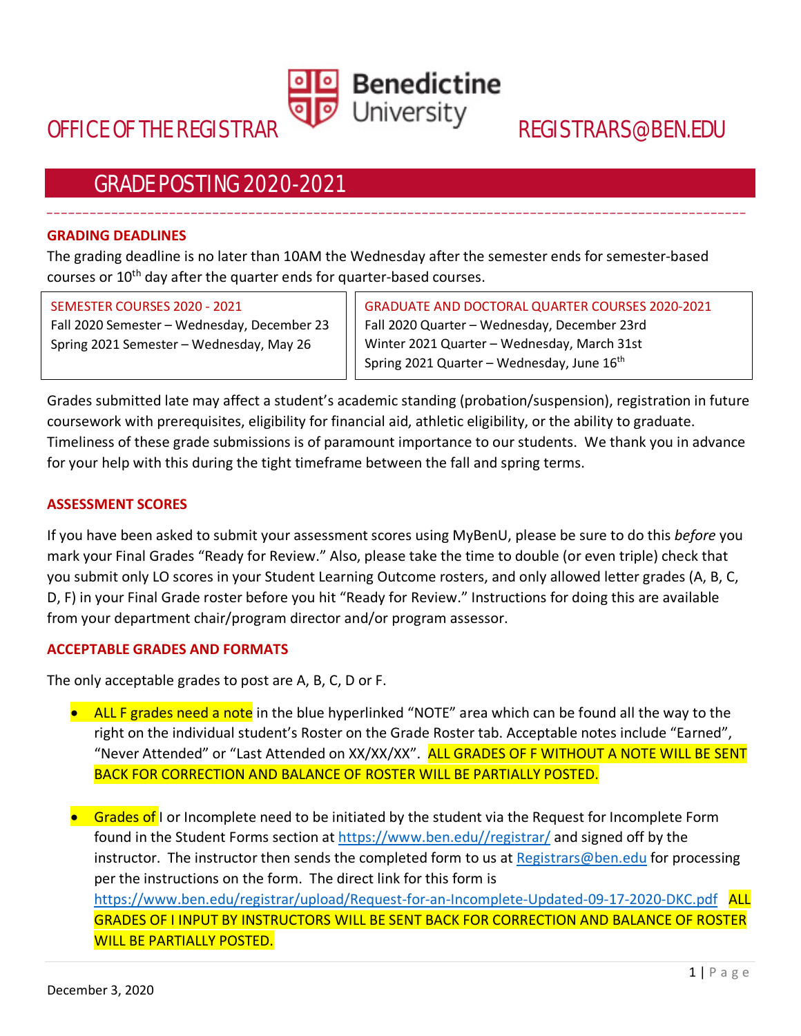OFFICE OF THE REGISTRAR — Benedictine University — REGISTRARS@BEN.EDU

# GRADE POSTING 2020-2021

## GRADING DEADLINES

The grading deadline is no later than 10AM the Wednesday after the semester ends for semester-based courses or 10th day after the quarter ends for quarter-based courses.

| SEMESTER COURSES 2020 - 2021 | GRADUATE AND DOCTORAL QUARTER COURSES 2020-2021 |
|---|---|
| Fall 2020 Semester – Wednesday, December 23 | Fall 2020 Quarter – Wednesday, December 23rd |
| Spring 2021 Semester – Wednesday, May 26 | Winter 2021 Quarter – Wednesday, March 31st |
| | Spring 2021 Quarter – Wednesday, June 16th |

Grades submitted late may affect a student's academic standing (probation/suspension), registration in future coursework with prerequisites, eligibility for financial aid, athletic eligibility, or the ability to graduate. Timeliness of these grade submissions is of paramount importance to our students. We thank you in advance for your help with this during the tight timeframe between the fall and spring terms.

## ASSESSMENT SCORES

If you have been asked to submit your assessment scores using MyBenU, please be sure to do this *before* you mark your Final Grades "Ready for Review." Also, please take the time to double (or even triple) check that you submit only LO scores in your Student Learning Outcome rosters, and only allowed letter grades (A, B, C, D, F) in your Final Grade roster before you hit "Ready for Review." Instructions for doing this are available from your department chair/program director and/or program assessor.

## ACCEPTABLE GRADES AND FORMATS

The only acceptable grades to post are A, B, C, D or F.

- **ALL F grades need a note** in the blue hyperlinked "NOTE" area which can be found all the way to the right on the individual student's Roster on the Grade Roster tab. Acceptable notes include "Earned", "Never Attended" or "Last Attended on XX/XX/XX". **ALL GRADES OF F WITHOUT A NOTE WILL BE SENT BACK FOR CORRECTION AND BALANCE OF ROSTER WILL BE PARTIALLY POSTED.**

- **Grades of** I or Incomplete need to be initiated by the student via the Request for Incomplete Form found in the Student Forms section at https://www.ben.edu//registrar/ and signed off by the instructor. The instructor then sends the completed form to us at Registrars@ben.edu for processing per the instructions on the form. The direct link for this form is https://www.ben.edu/registrar/upload/Request-for-an-Incomplete-Updated-09-17-2020-DKC.pdf **ALL GRADES OF I INPUT BY INSTRUCTORS WILL BE SENT BACK FOR CORRECTION AND BALANCE OF ROSTER WILL BE PARTIALLY POSTED.**

December 3, 2020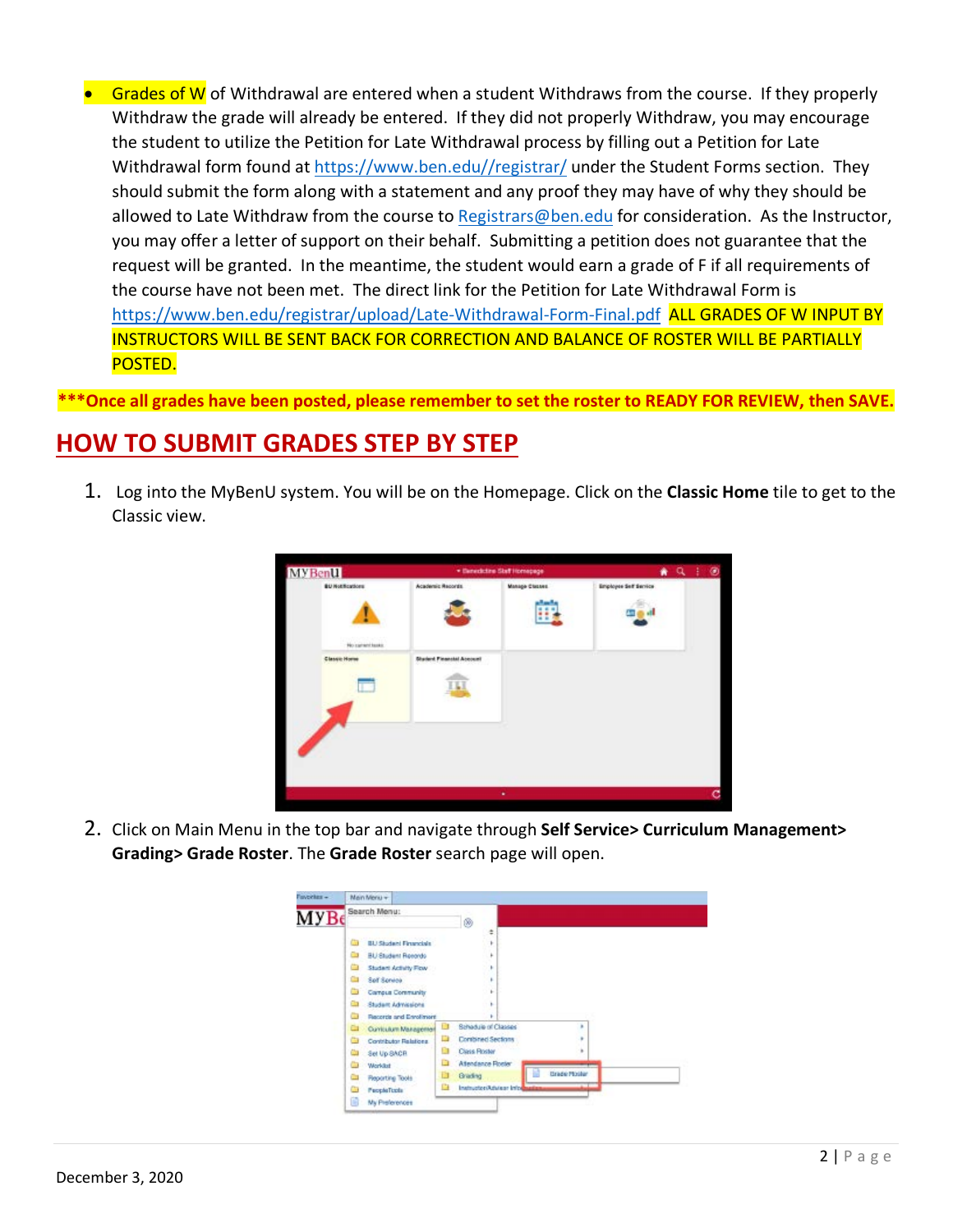- Grades of W of Withdrawal are entered when a student Withdraws from the course. If they properly Withdraw the grade will already be entered. If they did not properly Withdraw, you may encourage the student to utilize the Petition for Late Withdrawal process by filling out a Petition for Late Withdrawal form found at https://www.ben.edu//registrar/ under the Student Forms section. They should submit the form along with a statement and any proof they may have of why they should be allowed to Late Withdraw from the course to Registrars@ben.edu for consideration. As the Instructor, you may offer a letter of support on their behalf. Submitting a petition does not guarantee that the request will be granted. In the meantime, the student would earn a grade of F if all requirements of the course have not been met. The direct link for the Petition for Late Withdrawal Form is https://www.ben.edu/registrar/upload/Late-Withdrawal-Form-Final.pdf ALL GRADES OF W INPUT BY INSTRUCTORS WILL BE SENT BACK FOR CORRECTION AND BALANCE OF ROSTER WILL BE PARTIALLY POSTED.

**\*\*\*Once all grades have been posted, please remember to set the roster to READY FOR REVIEW, then SAVE.**

## HOW TO SUBMIT GRADES STEP BY STEP

1. Log into the MyBenU system. You will be on the Homepage. Click on the **Classic Home** tile to get to the Classic view.

2. Click on Main Menu in the top bar and navigate through **Self Service> Curriculum Management> Grading> Grade Roster**. The **Grade Roster** search page will open.

December 3, 2020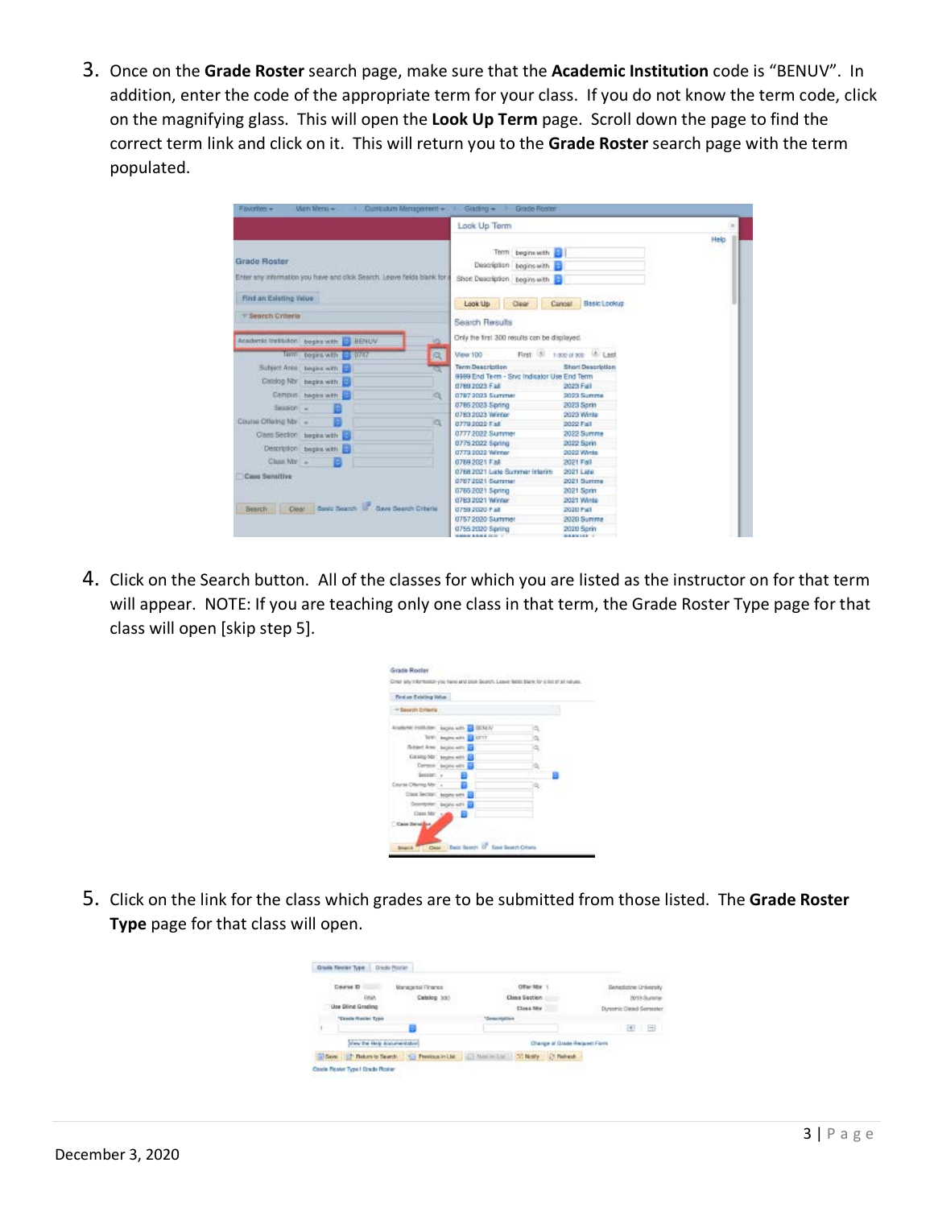3. Once on the **Grade Roster** search page, make sure that the **Academic Institution** code is "BENUV". In addition, enter the code of the appropriate term for your class. If you do not know the term code, click on the magnifying glass. This will open the **Look Up Term** page. Scroll down the page to find the correct term link and click on it. This will return you to the **Grade Roster** search page with the term populated.

4. Click on the Search button. All of the classes for which you are listed as the instructor on for that term will appear. NOTE: If you are teaching only one class in that term, the Grade Roster Type page for that class will open [skip step 5].

5. Click on the link for the class which grades are to be submitted from those listed. The **Grade Roster Type** page for that class will open.

December 3, 2020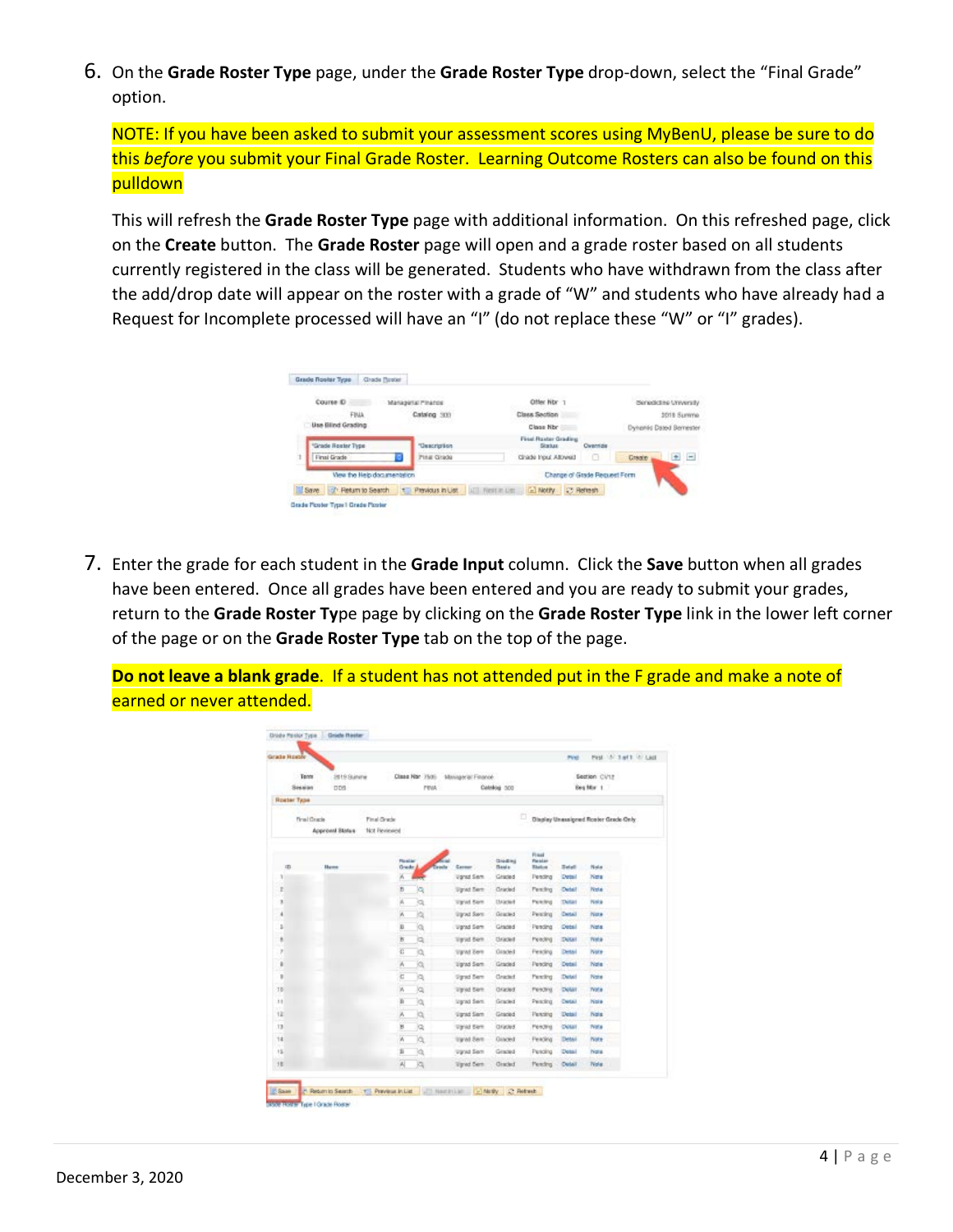6. On the **Grade Roster Type** page, under the **Grade Roster Type** drop-down, select the "Final Grade" option.

   NOTE: If you have been asked to submit your assessment scores using MyBenU, please be sure to do this *before* you submit your Final Grade Roster. Learning Outcome Rosters can also be found on this pulldown

   This will refresh the **Grade Roster Type** page with additional information. On this refreshed page, click on the **Create** button. The **Grade Roster** page will open and a grade roster based on all students currently registered in the class will be generated. Students who have withdrawn from the class after the add/drop date will appear on the roster with a grade of "W" and students who have already had a Request for Incomplete processed will have an "I" (do not replace these "W" or "I" grades).

7. Enter the grade for each student in the **Grade Input** column. Click the **Save** button when all grades have been entered. Once all grades have been entered and you are ready to submit your grades, return to the **Grade Roster Ty**pe page by clicking on the **Grade Roster Type** link in the lower left corner of the page or on the **Grade Roster Type** tab on the top of the page.

   **Do not leave a blank grade**. If a student has not attended put in the F grade and make a note of earned or never attended.

December 3, 2020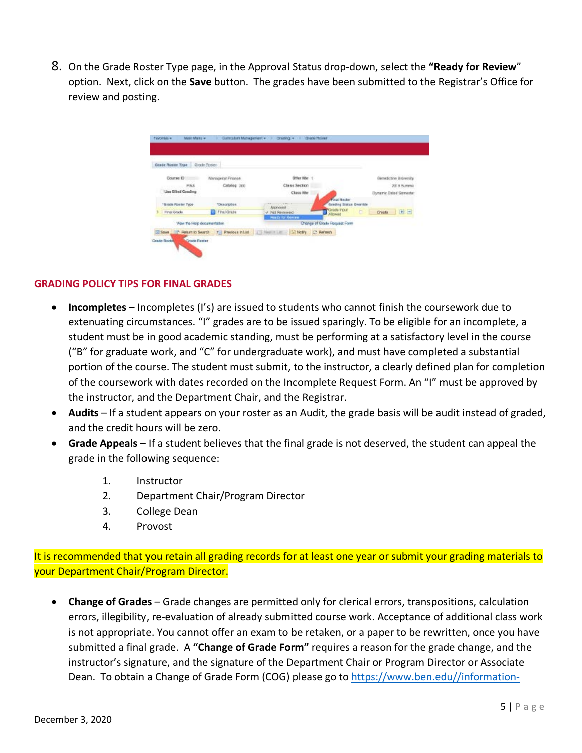8. On the Grade Roster Type page, in the Approval Status drop-down, select the **"Ready for Review"** option. Next, click on the **Save** button. The grades have been submitted to the Registrar's Office for review and posting.

## GRADING POLICY TIPS FOR FINAL GRADES

- **Incompletes** – Incompletes (I's) are issued to students who cannot finish the coursework due to extenuating circumstances. "I" grades are to be issued sparingly. To be eligible for an incomplete, a student must be in good academic standing, must be performing at a satisfactory level in the course ("B" for graduate work, and "C" for undergraduate work), and must have completed a substantial portion of the course. The student must submit, to the instructor, a clearly defined plan for completion of the coursework with dates recorded on the Incomplete Request Form. An "I" must be approved by the instructor, and the Department Chair, and the Registrar.
- **Audits** – If a student appears on your roster as an Audit, the grade basis will be audit instead of graded, and the credit hours will be zero.
- **Grade Appeals** – If a student believes that the final grade is not deserved, the student can appeal the grade in the following sequence:
    1. Instructor
    2. Department Chair/Program Director
    3. College Dean
    4. Provost

It is recommended that you retain all grading records for at least one year or submit your grading materials to your Department Chair/Program Director.

- **Change of Grades** – Grade changes are permitted only for clerical errors, transpositions, calculation errors, illegibility, re-evaluation of already submitted course work. Acceptance of additional class work is not appropriate. You cannot offer an exam to be retaken, or a paper to be rewritten, once you have submitted a final grade. A **"Change of Grade Form"** requires a reason for the grade change, and the instructor's signature, and the signature of the Department Chair or Program Director or Associate Dean. To obtain a Change of Grade Form (COG) please go to https://www.ben.edu//information-

December 3, 2020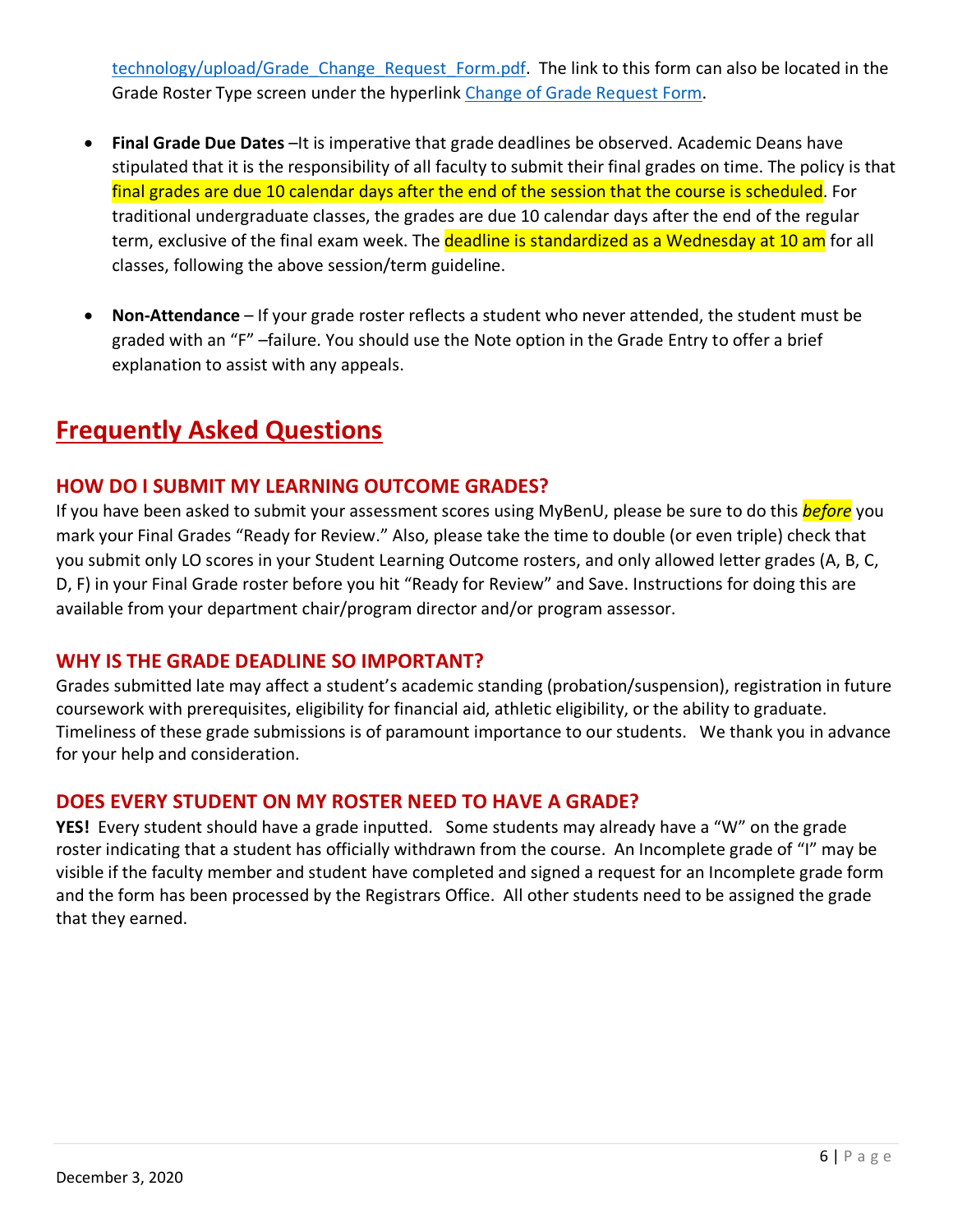technology/upload/Grade_Change_Request_Form.pdf. The link to this form can also be located in the Grade Roster Type screen under the hyperlink Change of Grade Request Form.

- **Final Grade Due Dates** –It is imperative that grade deadlines be observed. Academic Deans have stipulated that it is the responsibility of all faculty to submit their final grades on time. The policy is that final grades are due 10 calendar days after the end of the session that the course is scheduled. For traditional undergraduate classes, the grades are due 10 calendar days after the end of the regular term, exclusive of the final exam week. The deadline is standardized as a Wednesday at 10 am for all classes, following the above session/term guideline.

- **Non-Attendance** – If your grade roster reflects a student who never attended, the student must be graded with an "F" –failure. You should use the Note option in the Grade Entry to offer a brief explanation to assist with any appeals.

# Frequently Asked Questions

## HOW DO I SUBMIT MY LEARNING OUTCOME GRADES?

If you have been asked to submit your assessment scores using MyBenU, please be sure to do this ***before*** you mark your Final Grades "Ready for Review." Also, please take the time to double (or even triple) check that you submit only LO scores in your Student Learning Outcome rosters, and only allowed letter grades (A, B, C, D, F) in your Final Grade roster before you hit "Ready for Review" and Save. Instructions for doing this are available from your department chair/program director and/or program assessor.

## WHY IS THE GRADE DEADLINE SO IMPORTANT?

Grades submitted late may affect a student's academic standing (probation/suspension), registration in future coursework with prerequisites, eligibility for financial aid, athletic eligibility, or the ability to graduate. Timeliness of these grade submissions is of paramount importance to our students. We thank you in advance for your help and consideration.

## DOES EVERY STUDENT ON MY ROSTER NEED TO HAVE A GRADE?

**YES!** Every student should have a grade inputted. Some students may already have a "W" on the grade roster indicating that a student has officially withdrawn from the course. An Incomplete grade of "I" may be visible if the faculty member and student have completed and signed a request for an Incomplete grade form and the form has been processed by the Registrars Office. All other students need to be assigned the grade that they earned.

December 3, 2020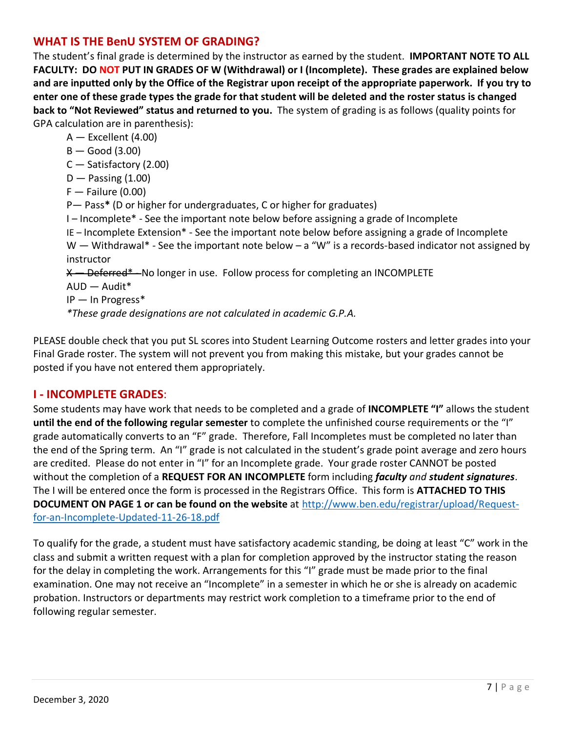## WHAT IS THE BenU SYSTEM OF GRADING?

The student's final grade is determined by the instructor as earned by the student. **IMPORTANT NOTE TO ALL FACULTY: DO NOT PUT IN GRADES OF W (Withdrawal) or I (Incomplete). These grades are explained below and are inputted only by the Office of the Registrar upon receipt of the appropriate paperwork. If you try to enter one of these grade types the grade for that student will be deleted and the roster status is changed back to "Not Reviewed" status and returned to you.** The system of grading is as follows (quality points for GPA calculation are in parenthesis):

- A — Excellent (4.00)
- B — Good (3.00)
- C — Satisfactory (2.00)
- D — Passing (1.00)
- F — Failure (0.00)
- P— Pass**\*** (D or higher for undergraduates, C or higher for graduates)
- I – Incomplete* - See the important note below before assigning a grade of Incomplete
- IE – Incomplete Extension* - See the important note below before assigning a grade of Incomplete
- W — Withdrawal* - See the important note below – a "W" is a records-based indicator not assigned by instructor
- ~~X — Deferred* —~~No longer in use. Follow process for completing an INCOMPLETE
- AUD — Audit*
- IP — In Progress*

*\*These grade designations are not calculated in academic G.P.A.*

PLEASE double check that you put SL scores into Student Learning Outcome rosters and letter grades into your Final Grade roster. The system will not prevent you from making this mistake, but your grades cannot be posted if you have not entered them appropriately.

## I - INCOMPLETE GRADES:

Some students may have work that needs to be completed and a grade of **INCOMPLETE "I"** allows the student **until the end of the following regular semester** to complete the unfinished course requirements or the "I" grade automatically converts to an "F" grade. Therefore, Fall Incompletes must be completed no later than the end of the Spring term. An "I" grade is not calculated in the student's grade point average and zero hours are credited. Please do not enter in "I" for an Incomplete grade. Your grade roster CANNOT be posted without the completion of a **REQUEST FOR AN INCOMPLETE** form including ***faculty** and **student signatures***. The I will be entered once the form is processed in the Registrars Office. This form is **ATTACHED TO THIS DOCUMENT ON PAGE 1 or can be found on the website** at [http://www.ben.edu/registrar/upload/Request-for-an-Incomplete-Updated-11-26-18.pdf](http://www.ben.edu/registrar/upload/Request-for-an-Incomplete-Updated-11-26-18.pdf)

To qualify for the grade, a student must have satisfactory academic standing, be doing at least "C" work in the class and submit a written request with a plan for completion approved by the instructor stating the reason for the delay in completing the work. Arrangements for this "I" grade must be made prior to the final examination. One may not receive an "Incomplete" in a semester in which he or she is already on academic probation. Instructors or departments may restrict work completion to a timeframe prior to the end of following regular semester.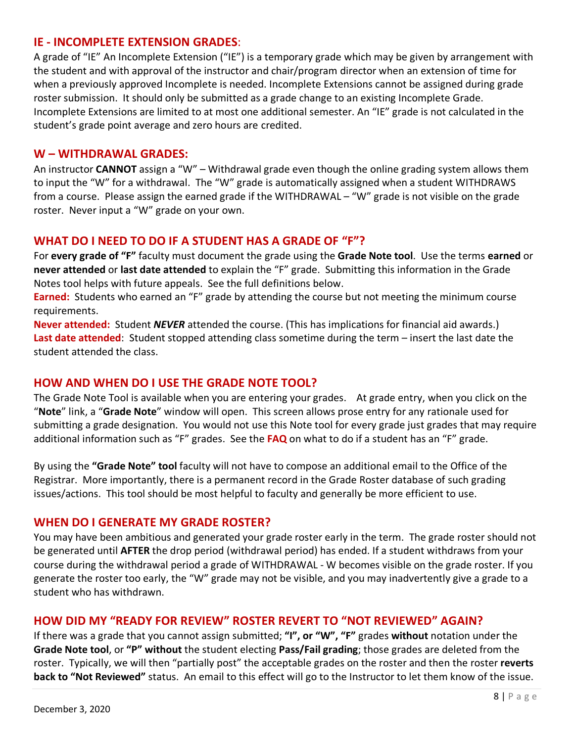## IE - INCOMPLETE EXTENSION GRADES:

A grade of "IE" An Incomplete Extension ("IE") is a temporary grade which may be given by arrangement with the student and with approval of the instructor and chair/program director when an extension of time for when a previously approved Incomplete is needed. Incomplete Extensions cannot be assigned during grade roster submission. It should only be submitted as a grade change to an existing Incomplete Grade. Incomplete Extensions are limited to at most one additional semester. An "IE" grade is not calculated in the student's grade point average and zero hours are credited.

## W – WITHDRAWAL GRADES:

An instructor **CANNOT** assign a "W" – Withdrawal grade even though the online grading system allows them to input the "W" for a withdrawal. The "W" grade is automatically assigned when a student WITHDRAWS from a course. Please assign the earned grade if the WITHDRAWAL – "W" grade is not visible on the grade roster. Never input a "W" grade on your own.

## WHAT DO I NEED TO DO IF A STUDENT HAS A GRADE OF "F"?

For **every grade of "F"** faculty must document the grade using the **Grade Note tool**. Use the terms **earned** or **never attended** or **last date attended** to explain the "F" grade. Submitting this information in the Grade Notes tool helps with future appeals. See the full definitions below.

**Earned:** Students who earned an "F" grade by attending the course but not meeting the minimum course requirements.

**Never attended:** Student ***NEVER*** attended the course. (This has implications for financial aid awards.)

**Last date attended**: Student stopped attending class sometime during the term – insert the last date the student attended the class.

## HOW AND WHEN DO I USE THE GRADE NOTE TOOL?

The Grade Note Tool is available when you are entering your grades. At grade entry, when you click on the "**Note**" link, a "**Grade Note**" window will open. This screen allows prose entry for any rationale used for submitting a grade designation. You would not use this Note tool for every grade just grades that may require additional information such as "F" grades. See the **FAQ** on what to do if a student has an "F" grade.

By using the **"Grade Note" tool** faculty will not have to compose an additional email to the Office of the Registrar. More importantly, there is a permanent record in the Grade Roster database of such grading issues/actions. This tool should be most helpful to faculty and generally be more efficient to use.

## WHEN DO I GENERATE MY GRADE ROSTER?

You may have been ambitious and generated your grade roster early in the term. The grade roster should not be generated until **AFTER** the drop period (withdrawal period) has ended. If a student withdraws from your course during the withdrawal period a grade of WITHDRAWAL - W becomes visible on the grade roster. If you generate the roster too early, the "W" grade may not be visible, and you may inadvertently give a grade to a student who has withdrawn.

## HOW DID MY "READY FOR REVIEW" ROSTER REVERT TO "NOT REVIEWED" AGAIN?

If there was a grade that you cannot assign submitted; **"I", or "W", "F"** grades **without** notation under the **Grade Note tool**, or **"P" without** the student electing **Pass/Fail grading**; those grades are deleted from the roster. Typically, we will then "partially post" the acceptable grades on the roster and then the roster **reverts back to "Not Reviewed"** status. An email to this effect will go to the Instructor to let them know of the issue.

December 3, 2020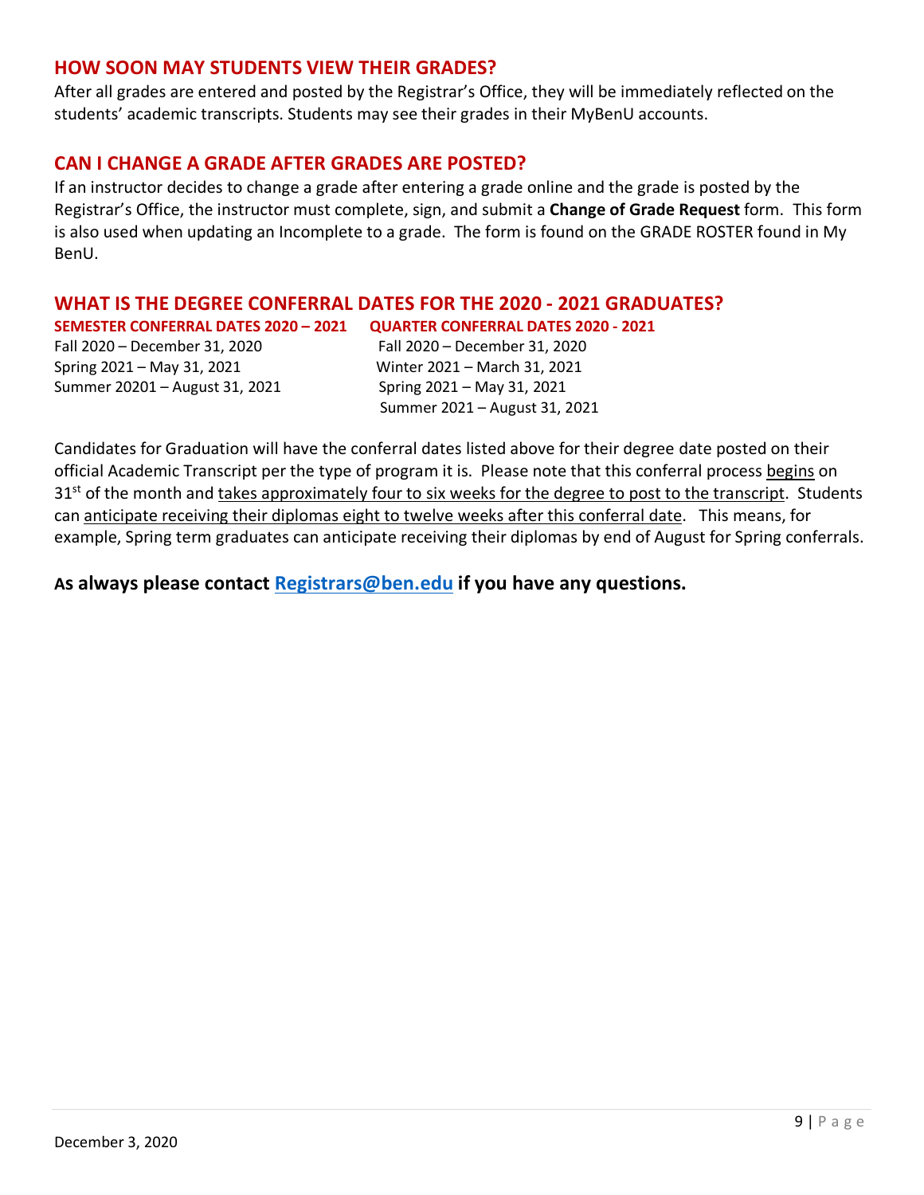## HOW SOON MAY STUDENTS VIEW THEIR GRADES?

After all grades are entered and posted by the Registrar's Office, they will be immediately reflected on the students' academic transcripts. Students may see their grades in their MyBenU accounts.

## CAN I CHANGE A GRADE AFTER GRADES ARE POSTED?

If an instructor decides to change a grade after entering a grade online and the grade is posted by the Registrar's Office, the instructor must complete, sign, and submit a **Change of Grade Request** form. This form is also used when updating an Incomplete to a grade. The form is found on the GRADE ROSTER found in My BenU.

## WHAT IS THE DEGREE CONFERRAL DATES FOR THE 2020 - 2021 GRADUATES?

| SEMESTER CONFERRAL DATES 2020 – 2021 | QUARTER CONFERRAL DATES 2020 - 2021 |
|---|---|
| Fall 2020 – December 31, 2020 | Fall 2020 – December 31, 2020 |
| Spring 2021 – May 31, 2021 | Winter 2021 – March 31, 2021 |
| Summer 20201 – August 31, 2021 | Spring 2021 – May 31, 2021 |
| | Summer 2021 – August 31, 2021 |

Candidates for Graduation will have the conferral dates listed above for their degree date posted on their official Academic Transcript per the type of program it is. Please note that this conferral process begins on 31st of the month and takes approximately four to six weeks for the degree to post to the transcript. Students can anticipate receiving their diplomas eight to twelve weeks after this conferral date. This means, for example, Spring term graduates can anticipate receiving their diplomas by end of August for Spring conferrals.

**As always please contact [Registrars@ben.edu](mailto:Registrars@ben.edu) if you have any questions.**

December 3, 2020